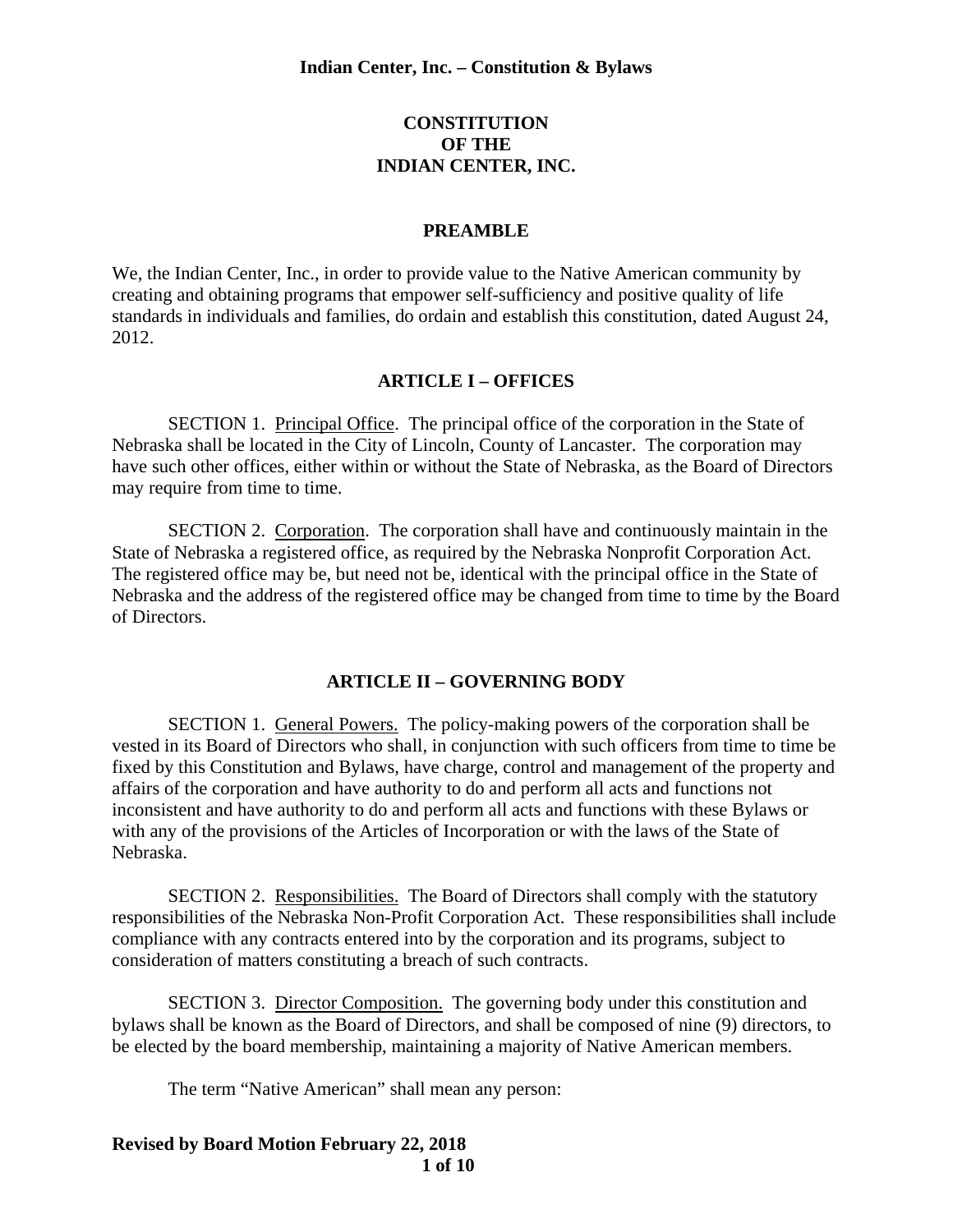# CONSTITUTION OF THE INDIAN CENTER, INC.

## PREAMBLE

We, the Indian Center, Inc., in order to provide value to the Native American community by creating and obtaining programs that empower self-sufficiency and positive quality of life standards in individuals and families, do ordain and establish this constitution, dated August 24, 2012.

## ARTICLE I – OFFICES

SECTION 1. Principal Office. The principal office of the corporation in the State of Nebraska shall be located in the City of Lincoln, County of Lancaster. The corporation may have such other offices, either within or without the State of Nebraska, as the Board of Directors may require from time to time.

SECTION 2. Corporation. The corporation shall have and continuously maintain in the State of Nebraska a registered office, as required by the Nebraska Nonprofit Corporation Act. The registered office may be, but need not be, identical with the principal office in the State of Nebraska and the address of the registered office may be changed from time to time by the Board of Directors.

## ARTICLE II – GOVERNING BODY

SECTION 1. General Powers. The policy-making powers of the corporation shall be vested in its Board of Directors who shall, in conjunction with such officers from time to time be fixed by this Constitution and Bylaws, have charge, control and management of the property and affairs of the corporation and have authority to do and perform all acts and functions not inconsistent and have authority to do and perform all acts and functions with these Bylaws or with any of the provisions of the Articles of Incorporation or with the laws of the State of Nebraska.

SECTION 2. Responsibilities. The Board of Directors shall comply with the statutory responsibilities of the Nebraska Non-Profit Corporation Act. These responsibilities shall include compliance with any contracts entered into by the corporation and its programs, subject to consideration of matters constituting a breach of such contracts.

SECTION 3. Director Composition. The governing body under this constitution and bylaws shall be known as the Board of Directors, and shall be composed of nine (9) directors, to be elected by the board membership, maintaining a majority of Native American members.

The term "Native American" shall mean any person:

**Revised by Board Motion February 22, 2018**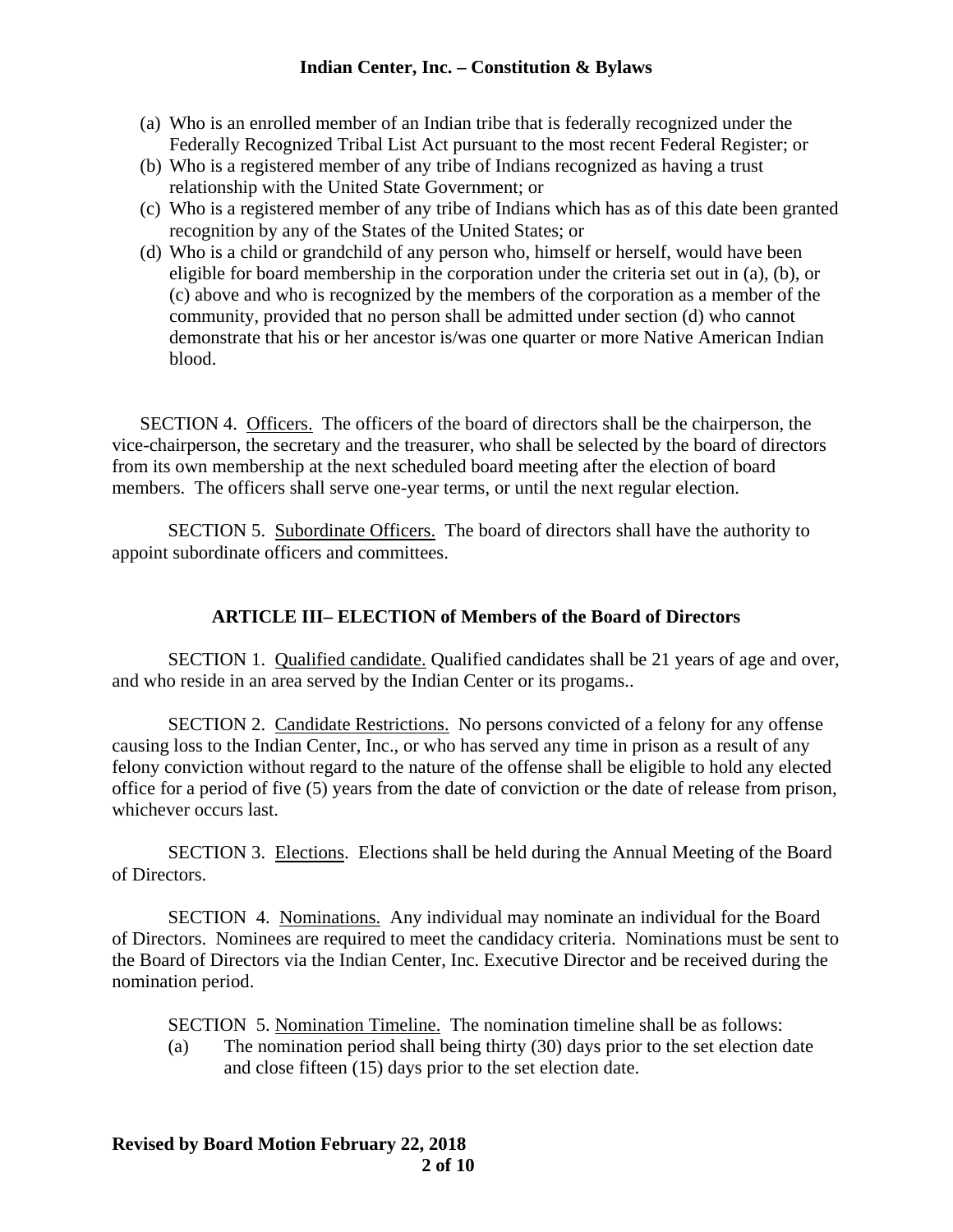(a) Who is an enrolled member of an Indian tribe that is federally recognized under the Federally Recognized Tribal List Act pursuant to the most recent Federal Register; or
(b) Who is a registered member of any tribe of Indians recognized as having a trust relationship with the United State Government; or
(c) Who is a registered member of any tribe of Indians which has as of this date been granted recognition by any of the States of the United States; or
(d) Who is a child or grandchild of any person who, himself or herself, would have been eligible for board membership in the corporation under the criteria set out in (a), (b), or (c) above and who is recognized by the members of the corporation as a member of the community, provided that no person shall be admitted under section (d) who cannot demonstrate that his or her ancestor is/was one quarter or more Native American Indian blood.

SECTION 4. Officers. The officers of the board of directors shall be the chairperson, the vice-chairperson, the secretary and the treasurer, who shall be selected by the board of directors from its own membership at the next scheduled board meeting after the election of board members. The officers shall serve one-year terms, or until the next regular election.

SECTION 5. Subordinate Officers. The board of directors shall have the authority to appoint subordinate officers and committees.

## ARTICLE III– ELECTION of Members of the Board of Directors

SECTION 1. Qualified candidate. Qualified candidates shall be 21 years of age and over, and who reside in an area served by the Indian Center or its progams..

SECTION 2. Candidate Restrictions. No persons convicted of a felony for any offense causing loss to the Indian Center, Inc., or who has served any time in prison as a result of any felony conviction without regard to the nature of the offense shall be eligible to hold any elected office for a period of five (5) years from the date of conviction or the date of release from prison, whichever occurs last.

SECTION 3. Elections. Elections shall be held during the Annual Meeting of the Board of Directors.

SECTION 4. Nominations. Any individual may nominate an individual for the Board of Directors. Nominees are required to meet the candidacy criteria. Nominations must be sent to the Board of Directors via the Indian Center, Inc. Executive Director and be received during the nomination period.

SECTION 5. Nomination Timeline. The nomination timeline shall be as follows:

(a) The nomination period shall being thirty (30) days prior to the set election date and close fifteen (15) days prior to the set election date.

**Revised by Board Motion February 22, 2018**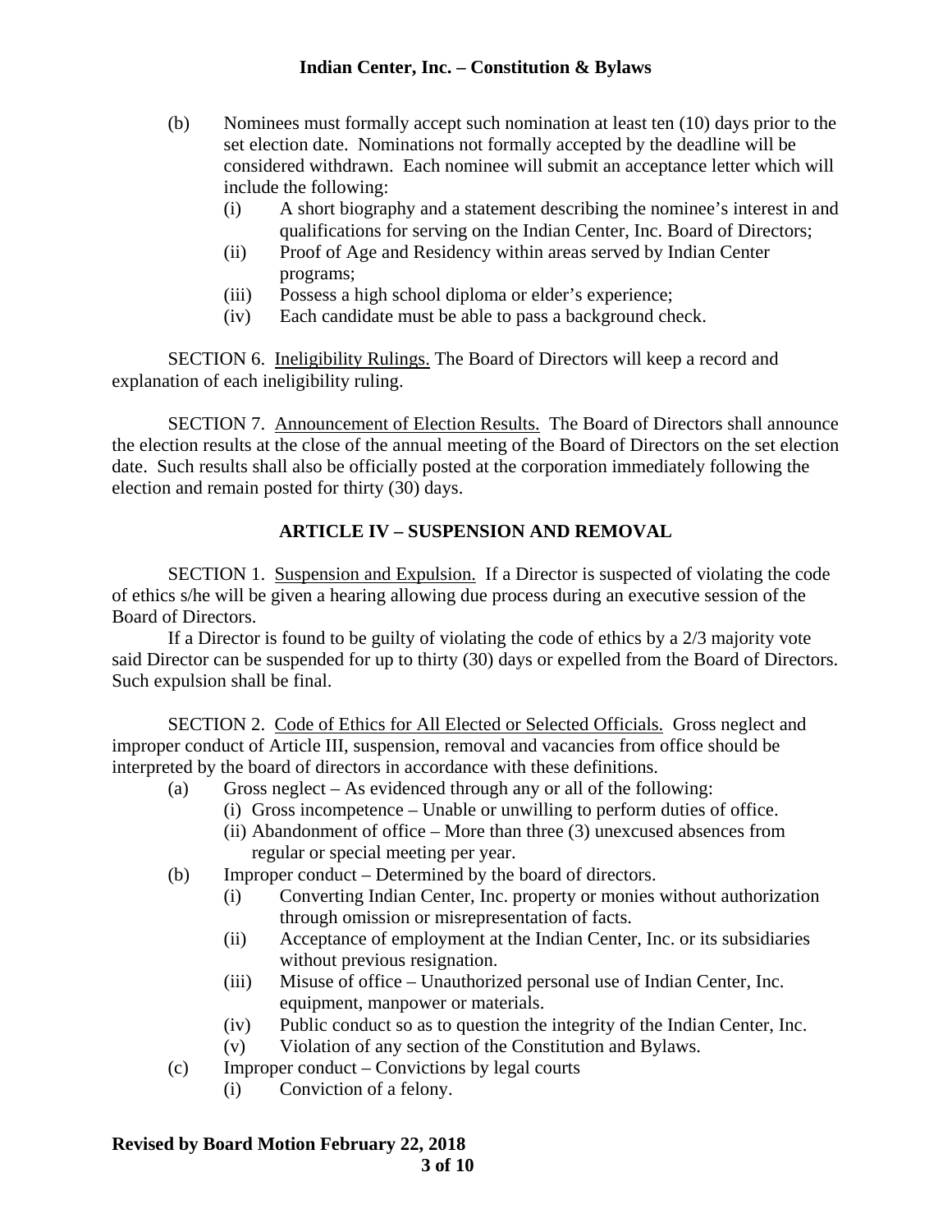(b) Nominees must formally accept such nomination at least ten (10) days prior to the set election date. Nominations not formally accepted by the deadline will be considered withdrawn. Each nominee will submit an acceptance letter which will include the following:
   - (i) A short biography and a statement describing the nominee's interest in and qualifications for serving on the Indian Center, Inc. Board of Directors;
   - (ii) Proof of Age and Residency within areas served by Indian Center programs;
   - (iii) Possess a high school diploma or elder's experience;
   - (iv) Each candidate must be able to pass a background check.

SECTION 6. Ineligibility Rulings. The Board of Directors will keep a record and explanation of each ineligibility ruling.

SECTION 7. Announcement of Election Results. The Board of Directors shall announce the election results at the close of the annual meeting of the Board of Directors on the set election date. Such results shall also be officially posted at the corporation immediately following the election and remain posted for thirty (30) days.

## ARTICLE IV – SUSPENSION AND REMOVAL

SECTION 1. Suspension and Expulsion. If a Director is suspected of violating the code of ethics s/he will be given a hearing allowing due process during an executive session of the Board of Directors.

If a Director is found to be guilty of violating the code of ethics by a 2/3 majority vote said Director can be suspended for up to thirty (30) days or expelled from the Board of Directors. Such expulsion shall be final.

SECTION 2. Code of Ethics for All Elected or Selected Officials. Gross neglect and improper conduct of Article III, suspension, removal and vacancies from office should be interpreted by the board of directors in accordance with these definitions.

(a) Gross neglect – As evidenced through any or all of the following:
   - (i) Gross incompetence – Unable or unwilling to perform duties of office.
   - (ii) Abandonment of office – More than three (3) unexcused absences from regular or special meeting per year.

(b) Improper conduct – Determined by the board of directors.
   - (i) Converting Indian Center, Inc. property or monies without authorization through omission or misrepresentation of facts.
   - (ii) Acceptance of employment at the Indian Center, Inc. or its subsidiaries without previous resignation.
   - (iii) Misuse of office – Unauthorized personal use of Indian Center, Inc. equipment, manpower or materials.
   - (iv) Public conduct so as to question the integrity of the Indian Center, Inc.
   - (v) Violation of any section of the Constitution and Bylaws.

(c) Improper conduct – Convictions by legal courts
   - (i) Conviction of a felony.

**Revised by Board Motion February 22, 2018**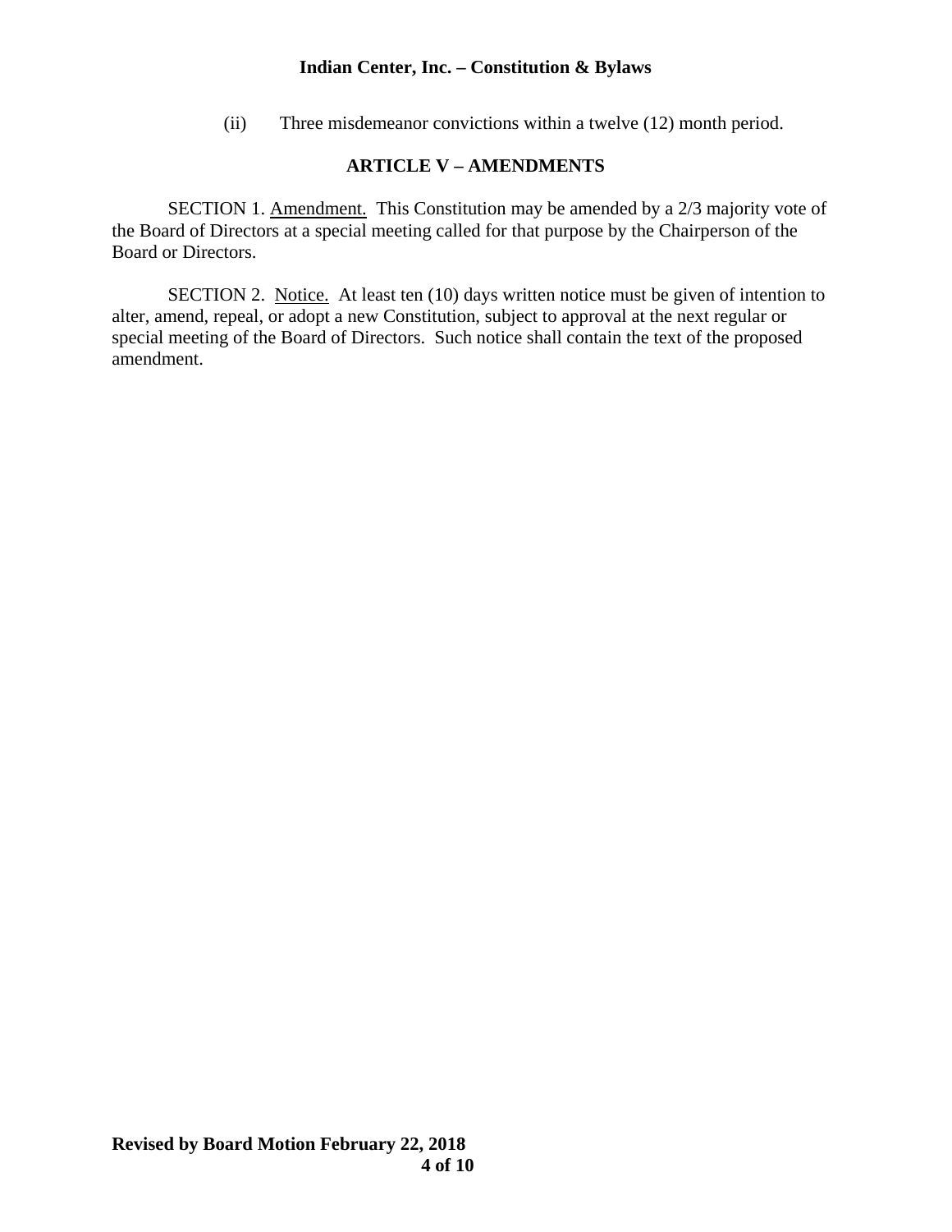(ii) Three misdemeanor convictions within a twelve (12) month period.

## ARTICLE V – AMENDMENTS

SECTION 1. Amendment. This Constitution may be amended by a 2/3 majority vote of the Board of Directors at a special meeting called for that purpose by the Chairperson of the Board or Directors.

SECTION 2. Notice. At least ten (10) days written notice must be given of intention to alter, amend, repeal, or adopt a new Constitution, subject to approval at the next regular or special meeting of the Board of Directors. Such notice shall contain the text of the proposed amendment.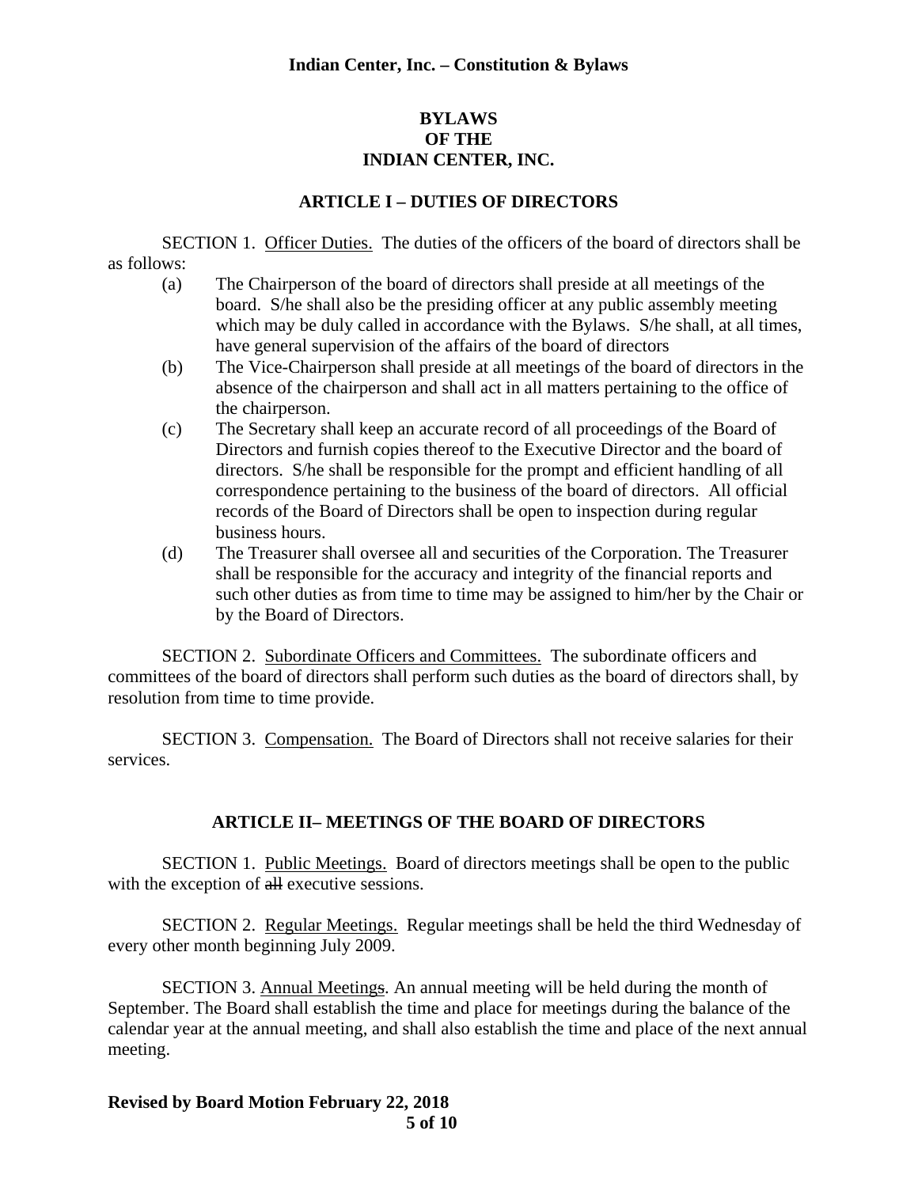# BYLAWS
# OF THE
# INDIAN CENTER, INC.

## ARTICLE I – DUTIES OF DIRECTORS

SECTION 1. Officer Duties. The duties of the officers of the board of directors shall be as follows:

(a) The Chairperson of the board of directors shall preside at all meetings of the board. S/he shall also be the presiding officer at any public assembly meeting which may be duly called in accordance with the Bylaws. S/he shall, at all times, have general supervision of the affairs of the board of directors

(b) The Vice-Chairperson shall preside at all meetings of the board of directors in the absence of the chairperson and shall act in all matters pertaining to the office of the chairperson.

(c) The Secretary shall keep an accurate record of all proceedings of the Board of Directors and furnish copies thereof to the Executive Director and the board of directors. S/he shall be responsible for the prompt and efficient handling of all correspondence pertaining to the business of the board of directors. All official records of the Board of Directors shall be open to inspection during regular business hours.

(d) The Treasurer shall oversee all and securities of the Corporation. The Treasurer shall be responsible for the accuracy and integrity of the financial reports and such other duties as from time to time may be assigned to him/her by the Chair or by the Board of Directors.

SECTION 2. Subordinate Officers and Committees. The subordinate officers and committees of the board of directors shall perform such duties as the board of directors shall, by resolution from time to time provide.

SECTION 3. Compensation. The Board of Directors shall not receive salaries for their services.

## ARTICLE II– MEETINGS OF THE BOARD OF DIRECTORS

SECTION 1. Public Meetings. Board of directors meetings shall be open to the public with the exception of ~~all~~ executive sessions.

SECTION 2. Regular Meetings. Regular meetings shall be held the third Wednesday of every other month beginning July 2009.

SECTION 3. Annual Meetings. An annual meeting will be held during the month of September. The Board shall establish the time and place for meetings during the balance of the calendar year at the annual meeting, and shall also establish the time and place of the next annual meeting.

**Revised by Board Motion February 22, 2018**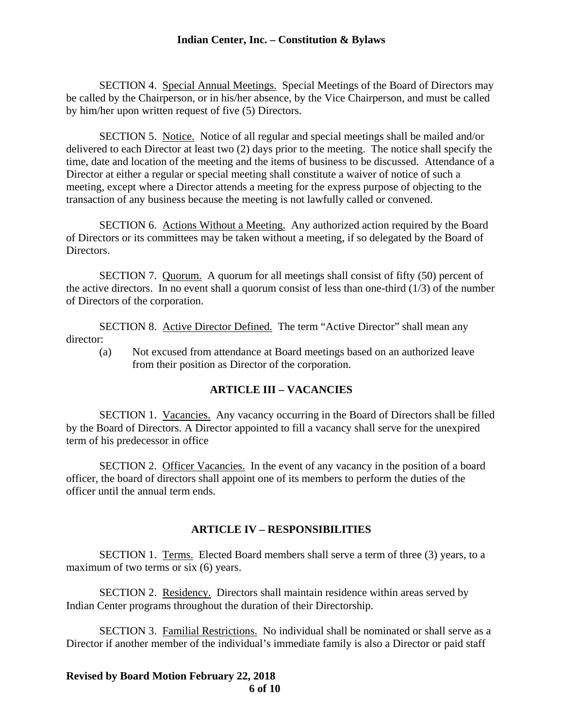SECTION 4. Special Annual Meetings. Special Meetings of the Board of Directors may be called by the Chairperson, or in his/her absence, by the Vice Chairperson, and must be called by him/her upon written request of five (5) Directors.

SECTION 5. Notice. Notice of all regular and special meetings shall be mailed and/or delivered to each Director at least two (2) days prior to the meeting. The notice shall specify the time, date and location of the meeting and the items of business to be discussed. Attendance of a Director at either a regular or special meeting shall constitute a waiver of notice of such a meeting, except where a Director attends a meeting for the express purpose of objecting to the transaction of any business because the meeting is not lawfully called or convened.

SECTION 6. Actions Without a Meeting. Any authorized action required by the Board of Directors or its committees may be taken without a meeting, if so delegated by the Board of Directors.

SECTION 7. Quorum. A quorum for all meetings shall consist of fifty (50) percent of the active directors. In no event shall a quorum consist of less than one-third (1/3) of the number of Directors of the corporation.

SECTION 8. Active Director Defined. The term "Active Director" shall mean any director:

(a) Not excused from attendance at Board meetings based on an authorized leave from their position as Director of the corporation.

## ARTICLE III – VACANCIES

SECTION 1. Vacancies. Any vacancy occurring in the Board of Directors shall be filled by the Board of Directors. A Director appointed to fill a vacancy shall serve for the unexpired term of his predecessor in office

SECTION 2. Officer Vacancies. In the event of any vacancy in the position of a board officer, the board of directors shall appoint one of its members to perform the duties of the officer until the annual term ends.

## ARTICLE IV – RESPONSIBILITIES

SECTION 1. Terms. Elected Board members shall serve a term of three (3) years, to a maximum of two terms or six (6) years.

SECTION 2. Residency. Directors shall maintain residence within areas served by Indian Center programs throughout the duration of their Directorship.

SECTION 3. Familial Restrictions. No individual shall be nominated or shall serve as a Director if another member of the individual's immediate family is also a Director or paid staff

**Revised by Board Motion February 22, 2018**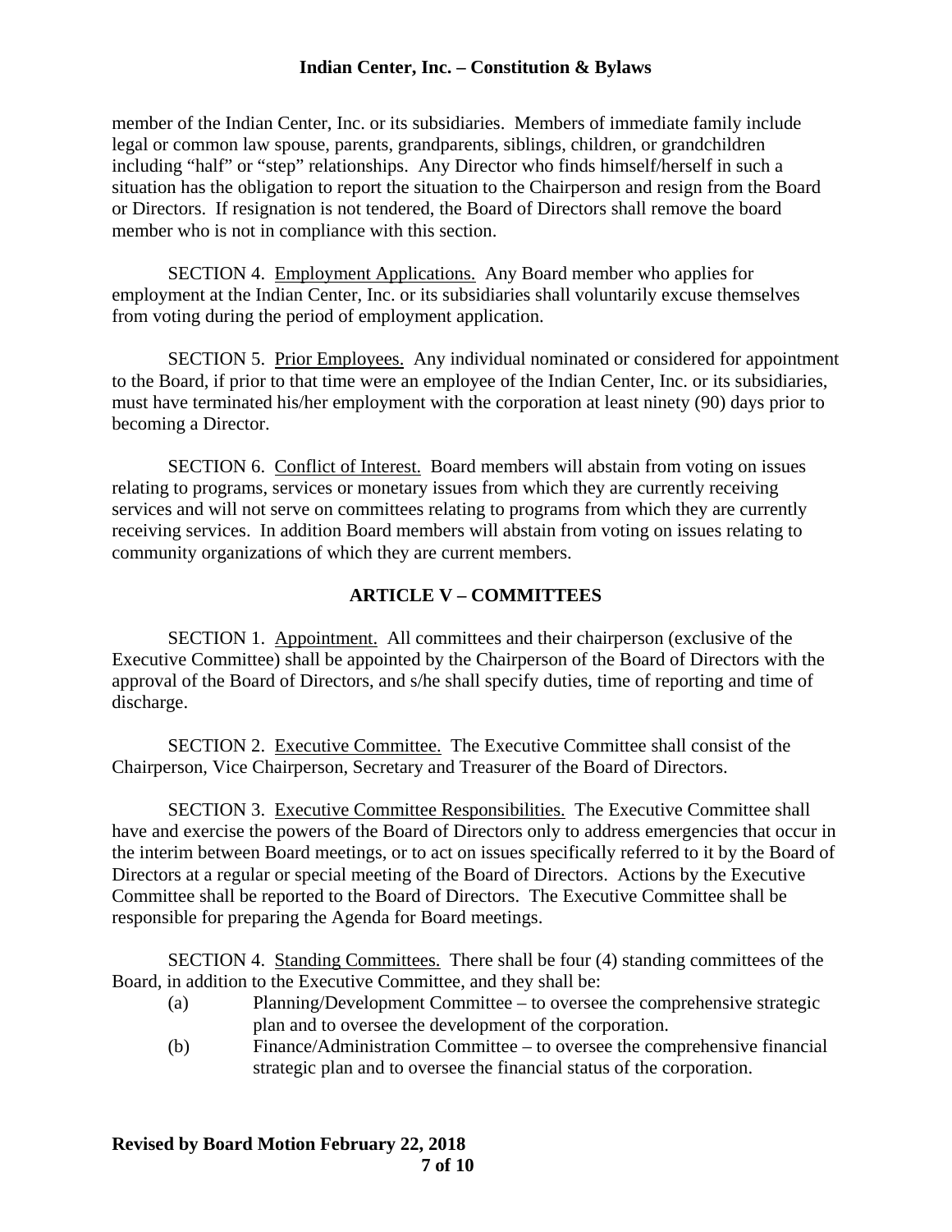member of the Indian Center, Inc. or its subsidiaries. Members of immediate family include legal or common law spouse, parents, grandparents, siblings, children, or grandchildren including "half" or "step" relationships. Any Director who finds himself/herself in such a situation has the obligation to report the situation to the Chairperson and resign from the Board or Directors. If resignation is not tendered, the Board of Directors shall remove the board member who is not in compliance with this section.

SECTION 4. Employment Applications. Any Board member who applies for employment at the Indian Center, Inc. or its subsidiaries shall voluntarily excuse themselves from voting during the period of employment application.

SECTION 5. Prior Employees. Any individual nominated or considered for appointment to the Board, if prior to that time were an employee of the Indian Center, Inc. or its subsidiaries, must have terminated his/her employment with the corporation at least ninety (90) days prior to becoming a Director.

SECTION 6. Conflict of Interest. Board members will abstain from voting on issues relating to programs, services or monetary issues from which they are currently receiving services and will not serve on committees relating to programs from which they are currently receiving services. In addition Board members will abstain from voting on issues relating to community organizations of which they are current members.

## ARTICLE V – COMMITTEES

SECTION 1. Appointment. All committees and their chairperson (exclusive of the Executive Committee) shall be appointed by the Chairperson of the Board of Directors with the approval of the Board of Directors, and s/he shall specify duties, time of reporting and time of discharge.

SECTION 2. Executive Committee. The Executive Committee shall consist of the Chairperson, Vice Chairperson, Secretary and Treasurer of the Board of Directors.

SECTION 3. Executive Committee Responsibilities. The Executive Committee shall have and exercise the powers of the Board of Directors only to address emergencies that occur in the interim between Board meetings, or to act on issues specifically referred to it by the Board of Directors at a regular or special meeting of the Board of Directors. Actions by the Executive Committee shall be reported to the Board of Directors. The Executive Committee shall be responsible for preparing the Agenda for Board meetings.

SECTION 4. Standing Committees. There shall be four (4) standing committees of the Board, in addition to the Executive Committee, and they shall be:

(a) Planning/Development Committee – to oversee the comprehensive strategic plan and to oversee the development of the corporation.

(b) Finance/Administration Committee – to oversee the comprehensive financial strategic plan and to oversee the financial status of the corporation.

**Revised by Board Motion February 22, 2018**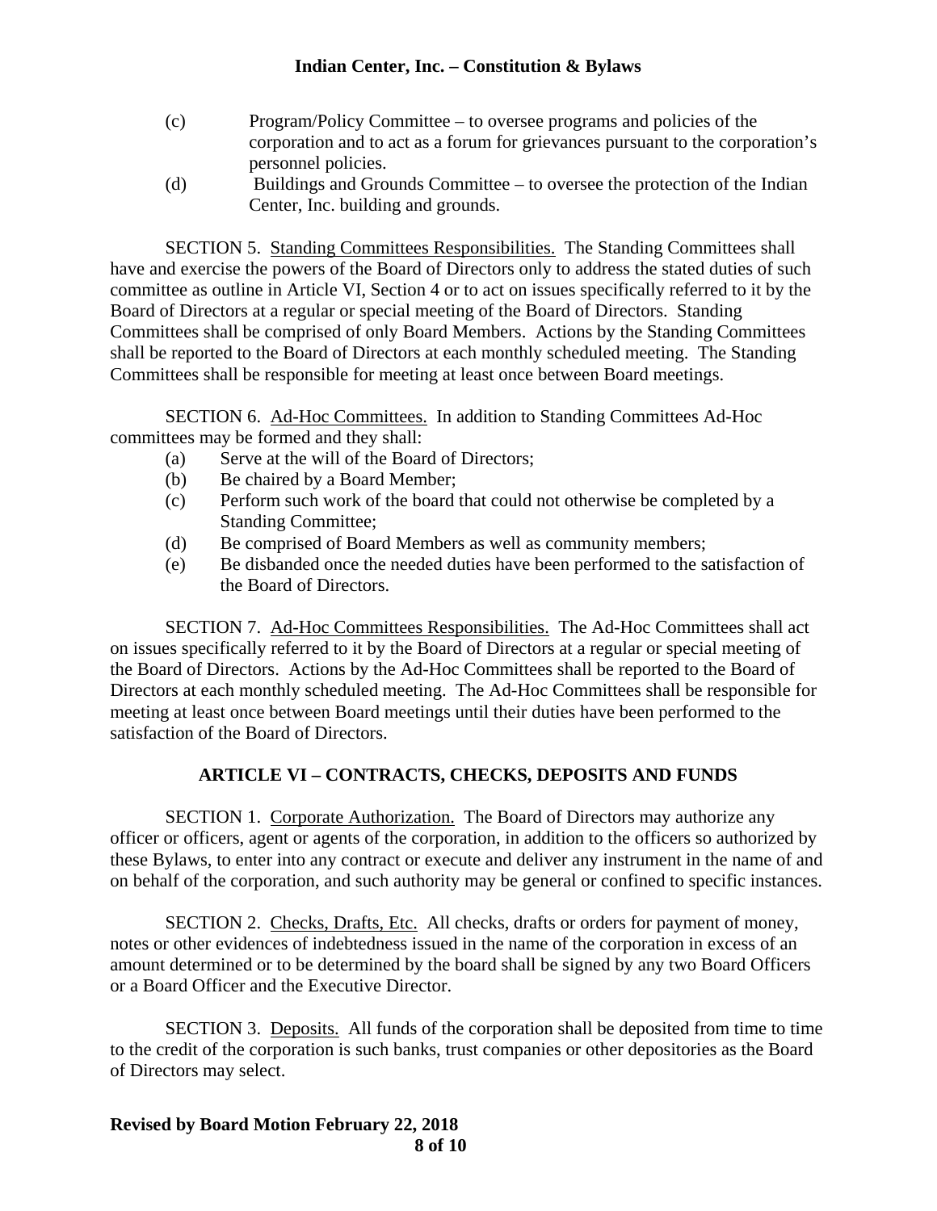(c) Program/Policy Committee – to oversee programs and policies of the corporation and to act as a forum for grievances pursuant to the corporation's personnel policies.

(d) Buildings and Grounds Committee – to oversee the protection of the Indian Center, Inc. building and grounds.

SECTION 5. Standing Committees Responsibilities. The Standing Committees shall have and exercise the powers of the Board of Directors only to address the stated duties of such committee as outline in Article VI, Section 4 or to act on issues specifically referred to it by the Board of Directors at a regular or special meeting of the Board of Directors. Standing Committees shall be comprised of only Board Members. Actions by the Standing Committees shall be reported to the Board of Directors at each monthly scheduled meeting. The Standing Committees shall be responsible for meeting at least once between Board meetings.

SECTION 6. Ad-Hoc Committees. In addition to Standing Committees Ad-Hoc committees may be formed and they shall:

(a) Serve at the will of the Board of Directors;
(b) Be chaired by a Board Member;
(c) Perform such work of the board that could not otherwise be completed by a Standing Committee;
(d) Be comprised of Board Members as well as community members;
(e) Be disbanded once the needed duties have been performed to the satisfaction of the Board of Directors.

SECTION 7. Ad-Hoc Committees Responsibilities. The Ad-Hoc Committees shall act on issues specifically referred to it by the Board of Directors at a regular or special meeting of the Board of Directors. Actions by the Ad-Hoc Committees shall be reported to the Board of Directors at each monthly scheduled meeting. The Ad-Hoc Committees shall be responsible for meeting at least once between Board meetings until their duties have been performed to the satisfaction of the Board of Directors.

## ARTICLE VI – CONTRACTS, CHECKS, DEPOSITS AND FUNDS

SECTION 1. Corporate Authorization. The Board of Directors may authorize any officer or officers, agent or agents of the corporation, in addition to the officers so authorized by these Bylaws, to enter into any contract or execute and deliver any instrument in the name of and on behalf of the corporation, and such authority may be general or confined to specific instances.

SECTION 2. Checks, Drafts, Etc. All checks, drafts or orders for payment of money, notes or other evidences of indebtedness issued in the name of the corporation in excess of an amount determined or to be determined by the board shall be signed by any two Board Officers or a Board Officer and the Executive Director.

SECTION 3. Deposits. All funds of the corporation shall be deposited from time to time to the credit of the corporation is such banks, trust companies or other depositories as the Board of Directors may select.

**Revised by Board Motion February 22, 2018**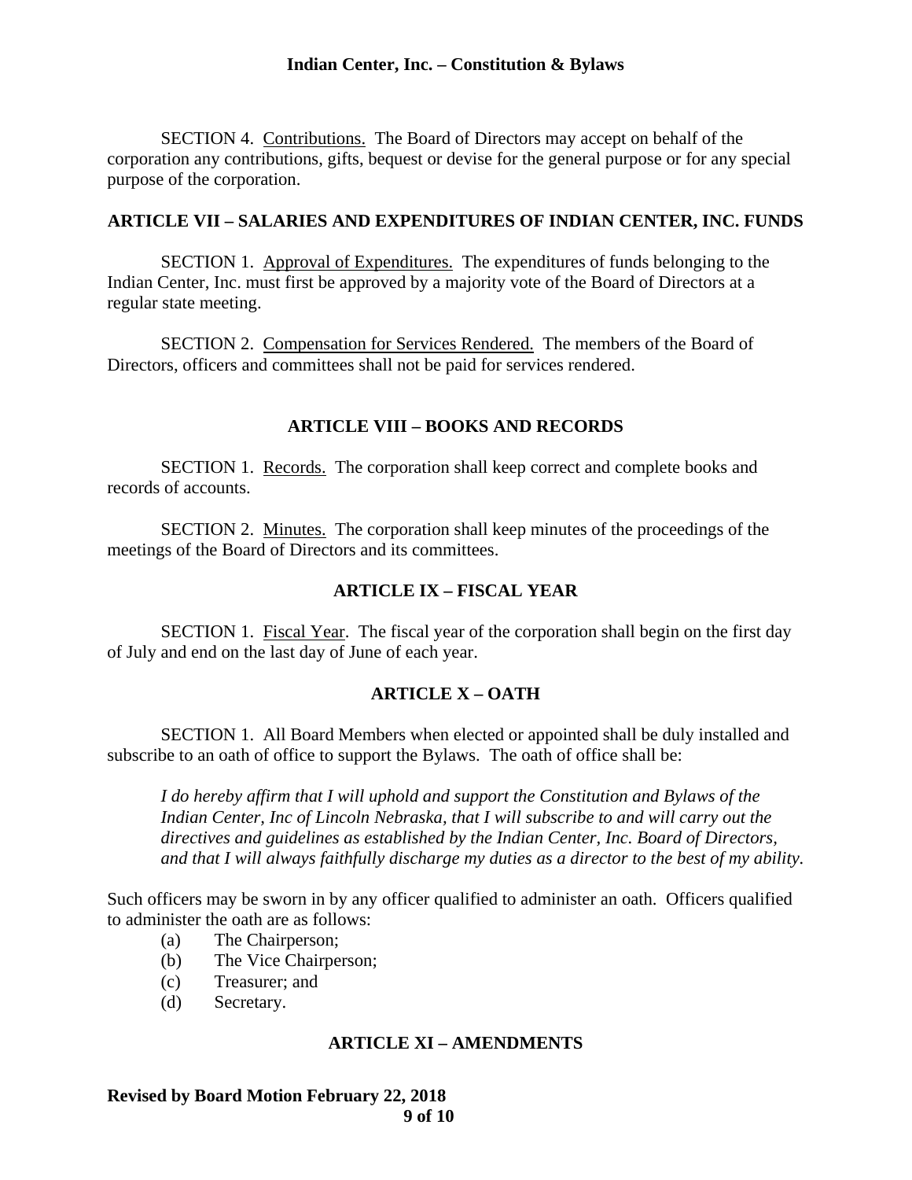SECTION 4. Contributions. The Board of Directors may accept on behalf of the corporation any contributions, gifts, bequest or devise for the general purpose or for any special purpose of the corporation.

## ARTICLE VII – SALARIES AND EXPENDITURES OF INDIAN CENTER, INC. FUNDS

SECTION 1. Approval of Expenditures. The expenditures of funds belonging to the Indian Center, Inc. must first be approved by a majority vote of the Board of Directors at a regular state meeting.

SECTION 2. Compensation for Services Rendered. The members of the Board of Directors, officers and committees shall not be paid for services rendered.

## ARTICLE VIII – BOOKS AND RECORDS

SECTION 1. Records. The corporation shall keep correct and complete books and records of accounts.

SECTION 2. Minutes. The corporation shall keep minutes of the proceedings of the meetings of the Board of Directors and its committees.

## ARTICLE IX – FISCAL YEAR

SECTION 1. Fiscal Year. The fiscal year of the corporation shall begin on the first day of July and end on the last day of June of each year.

## ARTICLE X – OATH

SECTION 1. All Board Members when elected or appointed shall be duly installed and subscribe to an oath of office to support the Bylaws. The oath of office shall be:

> *I do hereby affirm that I will uphold and support the Constitution and Bylaws of the Indian Center, Inc of Lincoln Nebraska, that I will subscribe to and will carry out the directives and guidelines as established by the Indian Center, Inc. Board of Directors, and that I will always faithfully discharge my duties as a director to the best of my ability.*

Such officers may be sworn in by any officer qualified to administer an oath. Officers qualified to administer the oath are as follows:

(a) The Chairperson;
(b) The Vice Chairperson;
(c) Treasurer; and
(d) Secretary.

## ARTICLE XI – AMENDMENTS

**Revised by Board Motion February 22, 2018**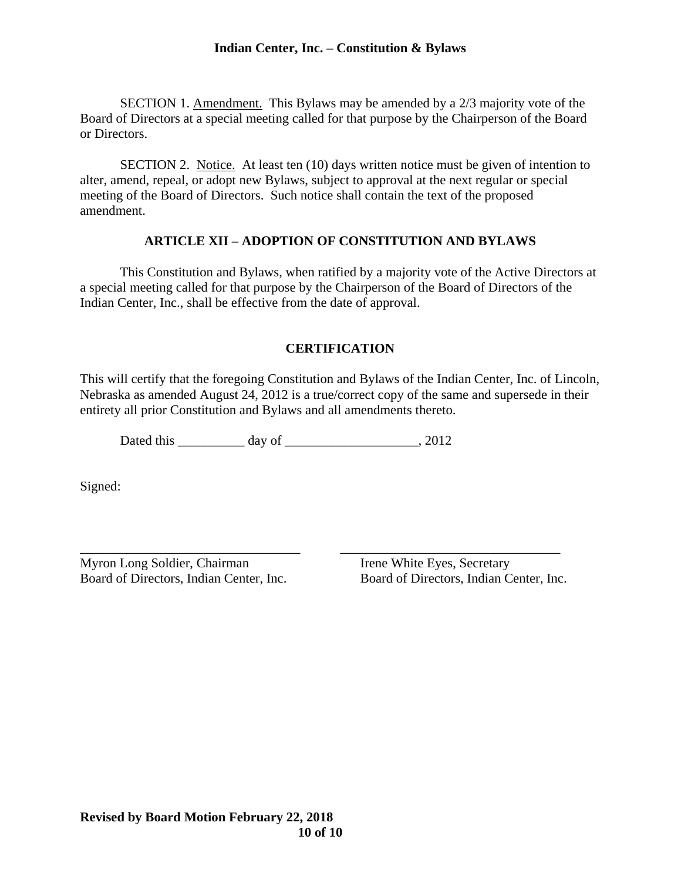SECTION 1. Amendment. This Bylaws may be amended by a 2/3 majority vote of the Board of Directors at a special meeting called for that purpose by the Chairperson of the Board or Directors.

SECTION 2. Notice. At least ten (10) days written notice must be given of intention to alter, amend, repeal, or adopt new Bylaws, subject to approval at the next regular or special meeting of the Board of Directors. Such notice shall contain the text of the proposed amendment.

## ARTICLE XII – ADOPTION OF CONSTITUTION AND BYLAWS

This Constitution and Bylaws, when ratified by a majority vote of the Active Directors at a special meeting called for that purpose by the Chairperson of the Board of Directors of the Indian Center, Inc., shall be effective from the date of approval.

## CERTIFICATION

This will certify that the foregoing Constitution and Bylaws of the Indian Center, Inc. of Lincoln, Nebraska as amended August 24, 2012 is a true/correct copy of the same and supersede in their entirety all prior Constitution and Bylaws and all amendments thereto.

Dated this __________ day of ____________________, 2012

Signed:

_________________________________

Myron Long Soldier, Chairman
Board of Directors, Indian Center, Inc.

_________________________________

Irene White Eyes, Secretary
Board of Directors, Indian Center, Inc.

**Revised by Board Motion February 22, 2018**